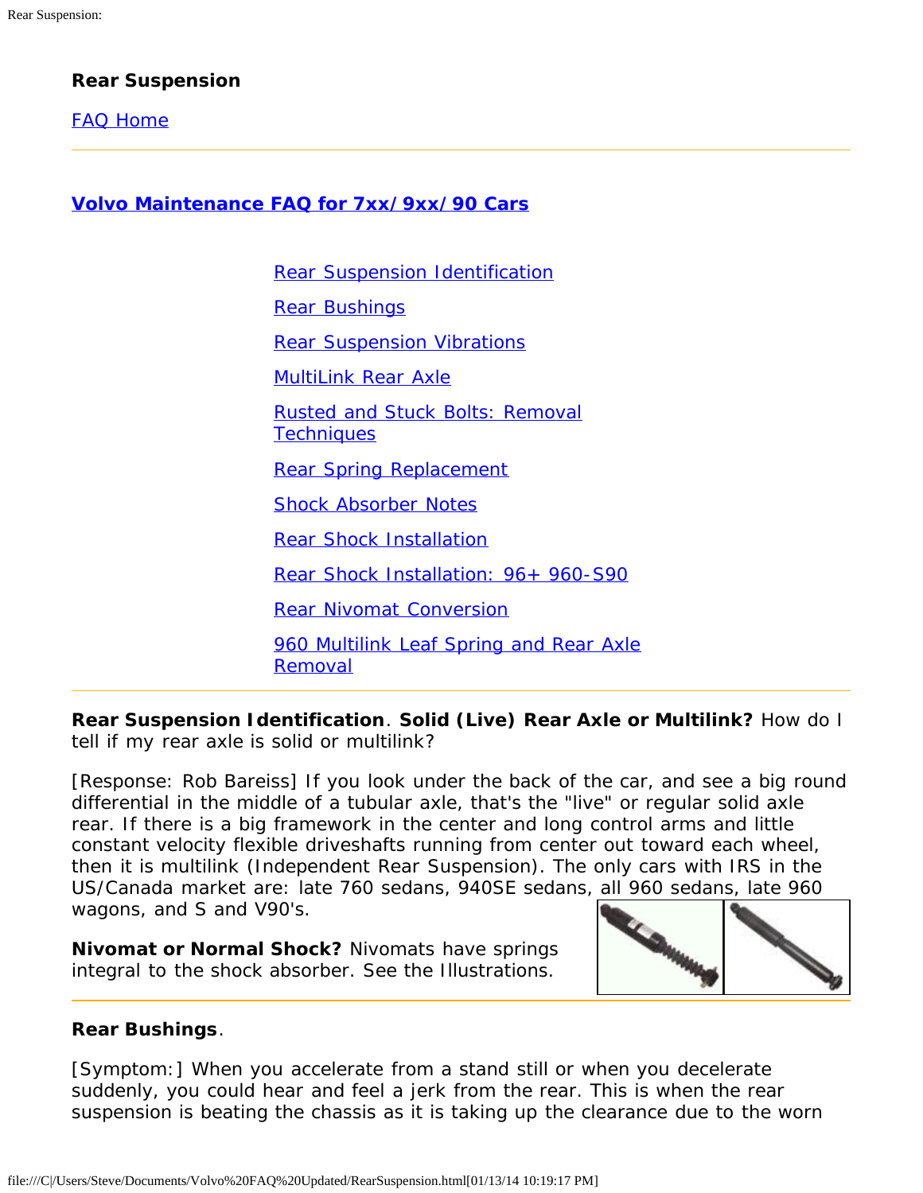## Rear Suspension

[FAQ Home]

### Volvo Maintenance FAQ for 7xx/9xx/90 Cars

- Rear Suspension Identification
- Rear Bushings
- Rear Suspension Vibrations
- MultiLink Rear Axle
- Rusted and Stuck Bolts: Removal Techniques
- Rear Spring Replacement
- Shock Absorber Notes
- Rear Shock Installation
- Rear Shock Installation: 96+ 960-S90
- Rear Nivomat Conversion
- 960 Multilink Leaf Spring and Rear Axle Removal

---

**Rear Suspension Identification**. **Solid (Live) Rear Axle or Multilink?** How do I tell if my rear axle is solid or multilink?

[Response: Rob Bareiss] If you look under the back of the car, and see a big round differential in the middle of a tubular axle, that's the "live" or regular solid axle rear. If there is a big framework in the center and long control arms and little constant velocity flexible driveshafts running from center out toward each wheel, then it is multilink (Independent Rear Suspension). The only cars with IRS in the US/Canada market are: late 760 sedans, 940SE sedans, all 960 sedans, late 960 wagons, and S and V90's.

**Nivomat or Normal Shock?** Nivomats have springs integral to the shock absorber. See the Illustrations.

---

**Rear Bushings**.

[Symptom:] When you accelerate from a stand still or when you decelerate suddenly, you could hear and feel a jerk from the rear. This is when the rear suspension is beating the chassis as it is taking up the clearance due to the worn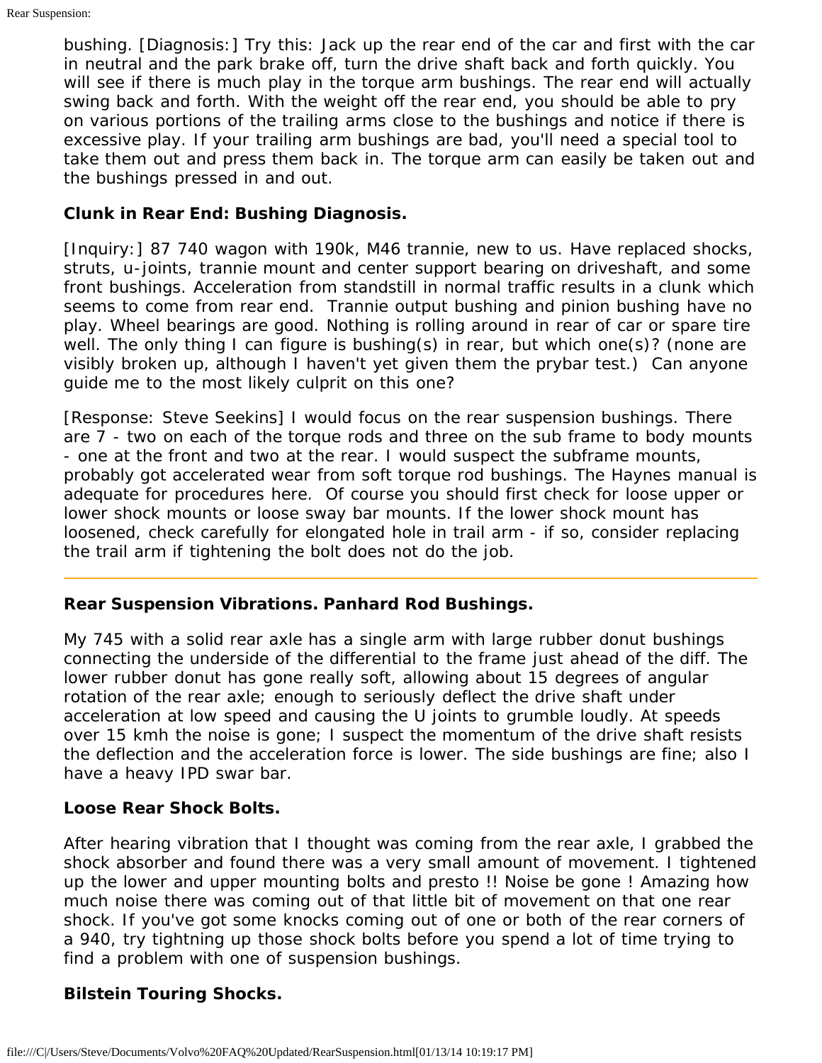bushing. [Diagnosis:] Try this: Jack up the rear end of the car and first with the car in neutral and the park brake off, turn the drive shaft back and forth quickly. You will see if there is much play in the torque arm bushings. The rear end will actually swing back and forth. With the weight off the rear end, you should be able to pry on various portions of the trailing arms close to the bushings and notice if there is excessive play. If your trailing arm bushings are bad, you'll need a special tool to take them out and press them back in. The torque arm can easily be taken out and the bushings pressed in and out.

**Clunk in Rear End: Bushing Diagnosis.**

[Inquiry:] 87 740 wagon with 190k, M46 trannie, new to us. Have replaced shocks, struts, u-joints, trannie mount and center support bearing on driveshaft, and some front bushings. Acceleration from standstill in normal traffic results in a clunk which seems to come from rear end. Trannie output bushing and pinion bushing have no play. Wheel bearings are good. Nothing is rolling around in rear of car or spare tire well. The only thing I can figure is bushing(s) in rear, but which one(s)? (none are visibly broken up, although I haven't yet given them the prybar test.) Can anyone guide me to the most likely culprit on this one?

[Response: Steve Seekins] I would focus on the rear suspension bushings. There are 7 - two on each of the torque rods and three on the sub frame to body mounts - one at the front and two at the rear. I would suspect the subframe mounts, probably got accelerated wear from soft torque rod bushings. The Haynes manual is adequate for procedures here. Of course you should first check for loose upper or lower shock mounts or loose sway bar mounts. If the lower shock mount has loosened, check carefully for elongated hole in trail arm - if so, consider replacing the trail arm if tightening the bolt does not do the job.

---

**Rear Suspension Vibrations. Panhard Rod Bushings.**

My 745 with a solid rear axle has a single arm with large rubber donut bushings connecting the underside of the differential to the frame just ahead of the diff. The lower rubber donut has gone really soft, allowing about 15 degrees of angular rotation of the rear axle; enough to seriously deflect the drive shaft under acceleration at low speed and causing the U joints to grumble loudly. At speeds over 15 kmh the noise is gone; I suspect the momentum of the drive shaft resists the deflection and the acceleration force is lower. The side bushings are fine; also I have a heavy IPD swar bar.

**Loose Rear Shock Bolts.**

After hearing vibration that I thought was coming from the rear axle, I grabbed the shock absorber and found there was a very small amount of movement. I tightened up the lower and upper mounting bolts and presto !! Noise be gone ! Amazing how much noise there was coming out of that little bit of movement on that one rear shock. If you've got some knocks coming out of one or both of the rear corners of a 940, try tightning up those shock bolts before you spend a lot of time trying to find a problem with one of suspension bushings.

**Bilstein Touring Shocks.**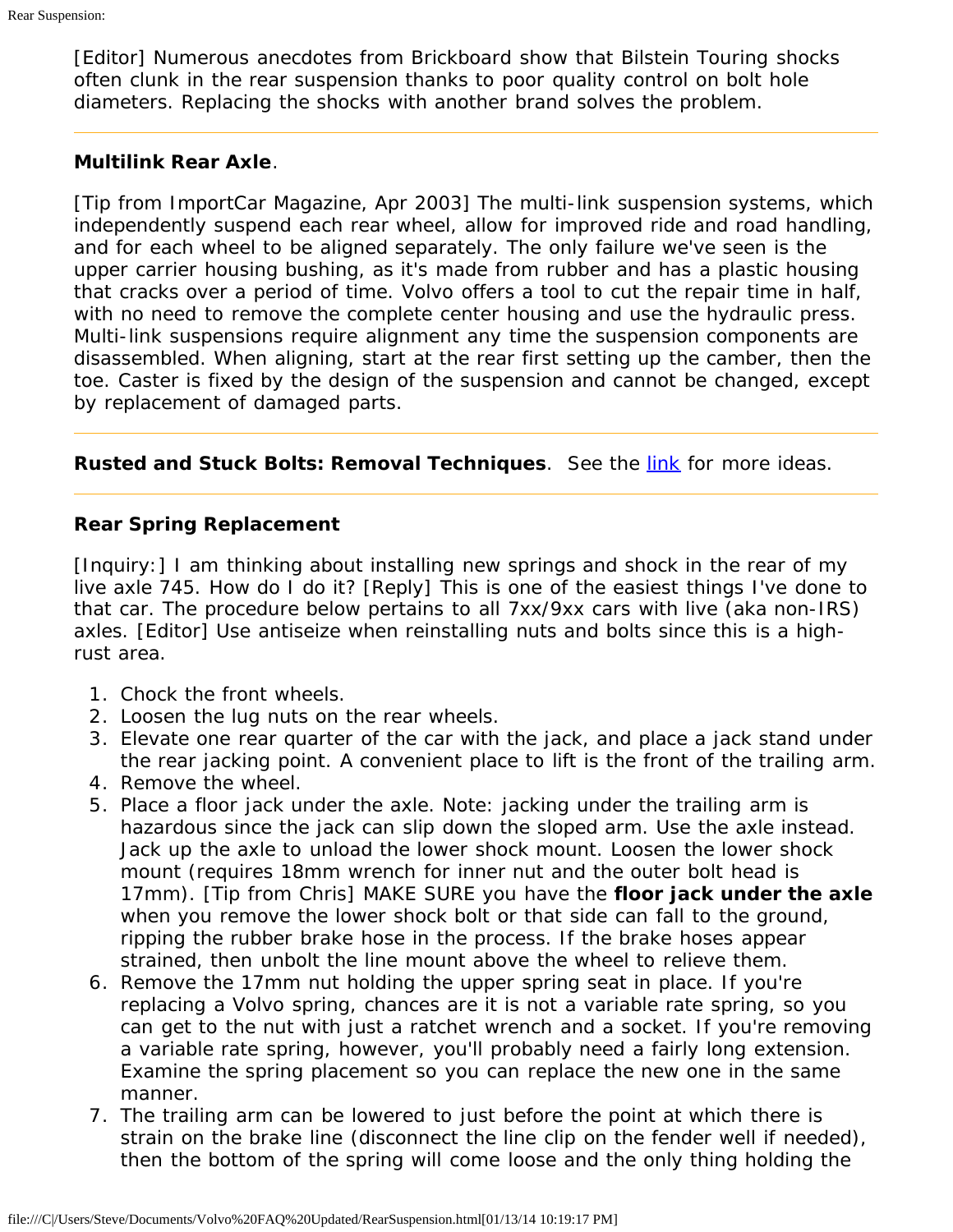[Editor] Numerous anecdotes from Brickboard show that Bilstein Touring shocks often clunk in the rear suspension thanks to poor quality control on bolt hole diameters. Replacing the shocks with another brand solves the problem.

---

**Multilink Rear Axle**.

[Tip from ImportCar Magazine, Apr 2003] The multi-link suspension systems, which independently suspend each rear wheel, allow for improved ride and road handling, and for each wheel to be aligned separately. The only failure we've seen is the upper carrier housing bushing, as it's made from rubber and has a plastic housing that cracks over a period of time. Volvo offers a tool to cut the repair time in half, with no need to remove the complete center housing and use the hydraulic press. Multi-link suspensions require alignment any time the suspension components are disassembled. When aligning, start at the rear first setting up the camber, then the toe. Caster is fixed by the design of the suspension and cannot be changed, except by replacement of damaged parts.

---

**Rusted and Stuck Bolts: Removal Techniques**. See the link for more ideas.

---

**Rear Spring Replacement**

[Inquiry:] I am thinking about installing new springs and shock in the rear of my live axle 745. How do I do it? [Reply] This is one of the easiest things I've done to that car. The procedure below pertains to all 7xx/9xx cars with live (aka non-IRS) axles. [Editor] Use antiseize when reinstalling nuts and bolts since this is a high-rust area.

1. Chock the front wheels.
2. Loosen the lug nuts on the rear wheels.
3. Elevate one rear quarter of the car with the jack, and place a jack stand under the rear jacking point. A convenient place to lift is the front of the trailing arm.
4. Remove the wheel.
5. Place a floor jack under the axle. Note: jacking under the trailing arm is hazardous since the jack can slip down the sloped arm. Use the axle instead. Jack up the axle to unload the lower shock mount. Loosen the lower shock mount (requires 18mm wrench for inner nut and the outer bolt head is 17mm). [Tip from Chris] MAKE SURE you have the **floor jack under the axle** when you remove the lower shock bolt or that side can fall to the ground, ripping the rubber brake hose in the process. If the brake hoses appear strained, then unbolt the line mount above the wheel to relieve them.
6. Remove the 17mm nut holding the upper spring seat in place. If you're replacing a Volvo spring, chances are it is not a variable rate spring, so you can get to the nut with just a ratchet wrench and a socket. If you're removing a variable rate spring, however, you'll probably need a fairly long extension. Examine the spring placement so you can replace the new one in the same manner.
7. The trailing arm can be lowered to just before the point at which there is strain on the brake line (disconnect the line clip on the fender well if needed), then the bottom of the spring will come loose and the only thing holding the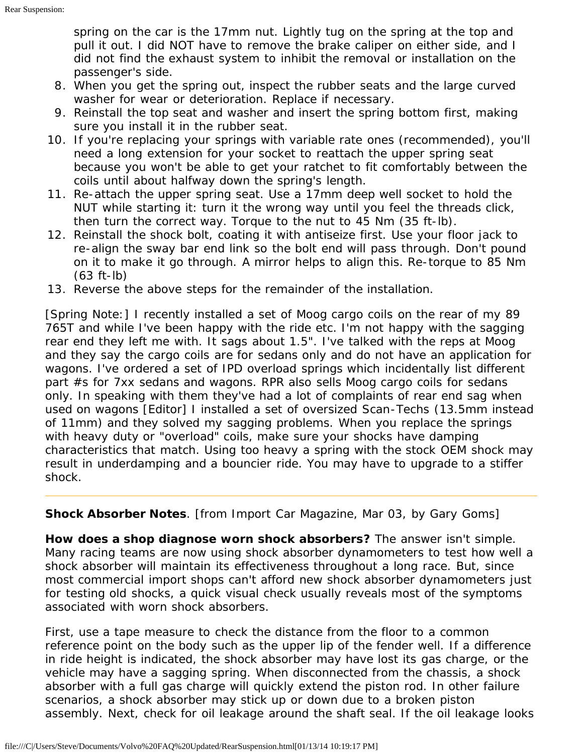spring on the car is the 17mm nut. Lightly tug on the spring at the top and pull it out. I did NOT have to remove the brake caliper on either side, and I did not find the exhaust system to inhibit the removal or installation on the passenger's side.

8. When you get the spring out, inspect the rubber seats and the large curved washer for wear or deterioration. Replace if necessary.
9. Reinstall the top seat and washer and insert the spring bottom first, making sure you install it in the rubber seat.
10. If you're replacing your springs with variable rate ones (recommended), you'll need a long extension for your socket to reattach the upper spring seat because you won't be able to get your ratchet to fit comfortably between the coils until about halfway down the spring's length.
11. Re-attach the upper spring seat. Use a 17mm deep well socket to hold the NUT while starting it: turn it the wrong way until you feel the threads click, then turn the correct way. Torque to the nut to 45 Nm (35 ft-lb).
12. Reinstall the shock bolt, coating it with antiseize first. Use your floor jack to re-align the sway bar end link so the bolt end will pass through. Don't pound on it to make it go through. A mirror helps to align this. Re-torque to 85 Nm (63 ft-lb)
13. Reverse the above steps for the remainder of the installation.

[Spring Note:] I recently installed a set of Moog cargo coils on the rear of my 89 765T and while I've been happy with the ride etc. I'm not happy with the sagging rear end they left me with. It sags about 1.5". I've talked with the reps at Moog and they say the cargo coils are for sedans only and do not have an application for wagons. I've ordered a set of IPD overload springs which incidentally list different part #s for 7xx sedans and wagons. RPR also sells Moog cargo coils for sedans only. In speaking with them they've had a lot of complaints of rear end sag when used on wagons [Editor] I installed a set of oversized Scan-Techs (13.5mm instead of 11mm) and they solved my sagging problems. When you replace the springs with heavy duty or "overload" coils, make sure your shocks have damping characteristics that match. Using too heavy a spring with the stock OEM shock may result in underdamping and a bouncier ride. You may have to upgrade to a stiffer shock.

---

**Shock Absorber Notes**. [from Import Car Magazine, Mar 03, by Gary Goms]

**How does a shop diagnose worn shock absorbers?** The answer isn't simple. Many racing teams are now using shock absorber dynamometers to test how well a shock absorber will maintain its effectiveness throughout a long race. But, since most commercial import shops can't afford new shock absorber dynamometers just for testing old shocks, a quick visual check usually reveals most of the symptoms associated with worn shock absorbers.

First, use a tape measure to check the distance from the floor to a common reference point on the body such as the upper lip of the fender well. If a difference in ride height is indicated, the shock absorber may have lost its gas charge, or the vehicle may have a sagging spring. When disconnected from the chassis, a shock absorber with a full gas charge will quickly extend the piston rod. In other failure scenarios, a shock absorber may stick up or down due to a broken piston assembly. Next, check for oil leakage around the shaft seal. If the oil leakage looks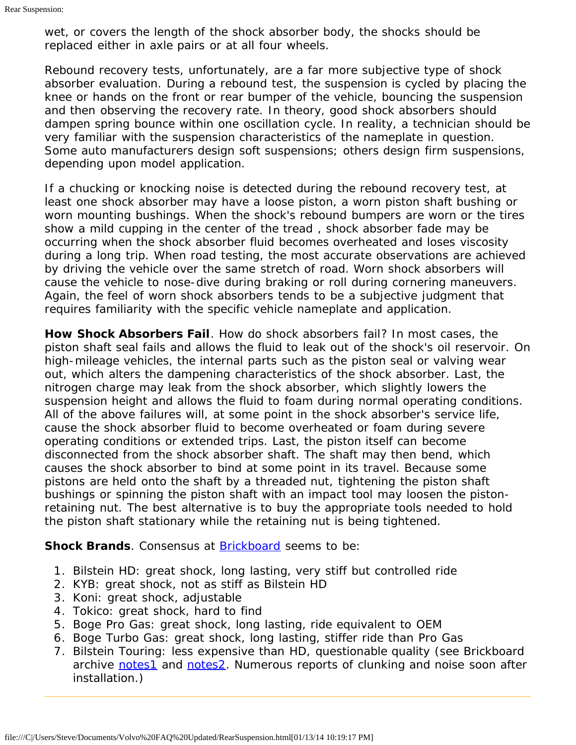wet, or covers the length of the shock absorber body, the shocks should be replaced either in axle pairs or at all four wheels.

Rebound recovery tests, unfortunately, are a far more subjective type of shock absorber evaluation. During a rebound test, the suspension is cycled by placing the knee or hands on the front or rear bumper of the vehicle, bouncing the suspension and then observing the recovery rate. In theory, good shock absorbers should dampen spring bounce within one oscillation cycle. In reality, a technician should be very familiar with the suspension characteristics of the nameplate in question. Some auto manufacturers design soft suspensions; others design firm suspensions, depending upon model application.

If a chucking or knocking noise is detected during the rebound recovery test, at least one shock absorber may have a loose piston, a worn piston shaft bushing or worn mounting bushings. When the shock's rebound bumpers are worn or the tires show a mild cupping in the center of the tread , shock absorber fade may be occurring when the shock absorber fluid becomes overheated and loses viscosity during a long trip. When road testing, the most accurate observations are achieved by driving the vehicle over the same stretch of road. Worn shock absorbers will cause the vehicle to nose-dive during braking or roll during cornering maneuvers. Again, the feel of worn shock absorbers tends to be a subjective judgment that requires familiarity with the specific vehicle nameplate and application.

**How Shock Absorbers Fail**. How do shock absorbers fail? In most cases, the piston shaft seal fails and allows the fluid to leak out of the shock's oil reservoir. On high-mileage vehicles, the internal parts such as the piston seal or valving wear out, which alters the dampening characteristics of the shock absorber. Last, the nitrogen charge may leak from the shock absorber, which slightly lowers the suspension height and allows the fluid to foam during normal operating conditions. All of the above failures will, at some point in the shock absorber's service life, cause the shock absorber fluid to become overheated or foam during severe operating conditions or extended trips. Last, the piston itself can become disconnected from the shock absorber shaft. The shaft may then bend, which causes the shock absorber to bind at some point in its travel. Because some pistons are held onto the shaft by a threaded nut, tightening the piston shaft bushings or spinning the piston shaft with an impact tool may loosen the piston-retaining nut. The best alternative is to buy the appropriate tools needed to hold the piston shaft stationary while the retaining nut is being tightened.

**Shock Brands**. Consensus at Brickboard seems to be:

1. Bilstein HD: great shock, long lasting, very stiff but controlled ride
2. KYB: great shock, not as stiff as Bilstein HD
3. Koni: great shock, adjustable
4. Tokico: great shock, hard to find
5. Boge Pro Gas: great shock, long lasting, ride equivalent to OEM
6. Boge Turbo Gas: great shock, long lasting, stiffer ride than Pro Gas
7. Bilstein Touring: less expensive than HD, questionable quality (see Brickboard archive notes1 and notes2. Numerous reports of clunking and noise soon after installation.)

---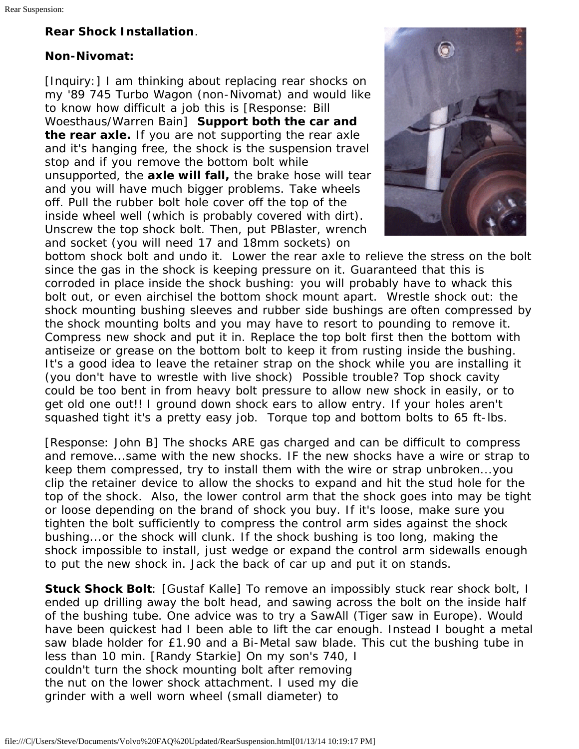**Rear Shock Installation**.

**Non-Nivomat:**

[Inquiry:] I am thinking about replacing rear shocks on my '89 745 Turbo Wagon (non-Nivomat) and would like to know how difficult a job this is [Response: Bill Woesthaus/Warren Bain] **Support both the car and the rear axle.** If you are not supporting the rear axle and it's hanging free, the shock is the suspension travel stop and if you remove the bottom bolt while unsupported, the **axle will fall,** the brake hose will tear and you will have much bigger problems. Take wheels off. Pull the rubber bolt hole cover off the top of the inside wheel well (which is probably covered with dirt). Unscrew the top shock bolt. Then, put PBlaster, wrench and socket (you will need 17 and 18mm sockets) on bottom shock bolt and undo it. Lower the rear axle to relieve the stress on the bolt since the gas in the shock is keeping pressure on it. Guaranteed that this is corroded in place inside the shock bushing: you will probably have to whack this bolt out, or even airchisel the bottom shock mount apart. Wrestle shock out: the shock mounting bushing sleeves and rubber side bushings are often compressed by the shock mounting bolts and you may have to resort to pounding to remove it. Compress new shock and put it in. Replace the top bolt first then the bottom with antiseize or grease on the bottom bolt to keep it from rusting inside the bushing. It's a good idea to leave the retainer strap on the shock while you are installing it (you don't have to wrestle with live shock) Possible trouble? Top shock cavity could be too bent in from heavy bolt pressure to allow new shock in easily, or to get old one out!! I ground down shock ears to allow entry. If your holes aren't squashed tight it's a pretty easy job. Torque top and bottom bolts to 65 ft-lbs.

[Response: John B] The shocks ARE gas charged and can be difficult to compress and remove...same with the new shocks. IF the new shocks have a wire or strap to keep them compressed, try to install them with the wire or strap unbroken...you clip the retainer device to allow the shocks to expand and hit the stud hole for the top of the shock. Also, the lower control arm that the shock goes into may be tight or loose depending on the brand of shock you buy. If it's loose, make sure you tighten the bolt sufficiently to compress the control arm sides against the shock bushing...or the shock will clunk. If the shock bushing is too long, making the shock impossible to install, just wedge or expand the control arm sidewalls enough to put the new shock in. Jack the back of car up and put it on stands.

**Stuck Shock Bolt**: [Gustaf Kalle] To remove an impossibly stuck rear shock bolt, I ended up drilling away the bolt head, and sawing across the bolt on the inside half of the bushing tube. One advice was to try a SawAll (Tiger saw in Europe). Would have been quickest had I been able to lift the car enough. Instead I bought a metal saw blade holder for £1.90 and a Bi-Metal saw blade. This cut the bushing tube in less than 10 min. [Randy Starkie] On my son's 740, I couldn't turn the shock mounting bolt after removing the nut on the lower shock attachment. I used my die grinder with a well worn wheel (small diameter) to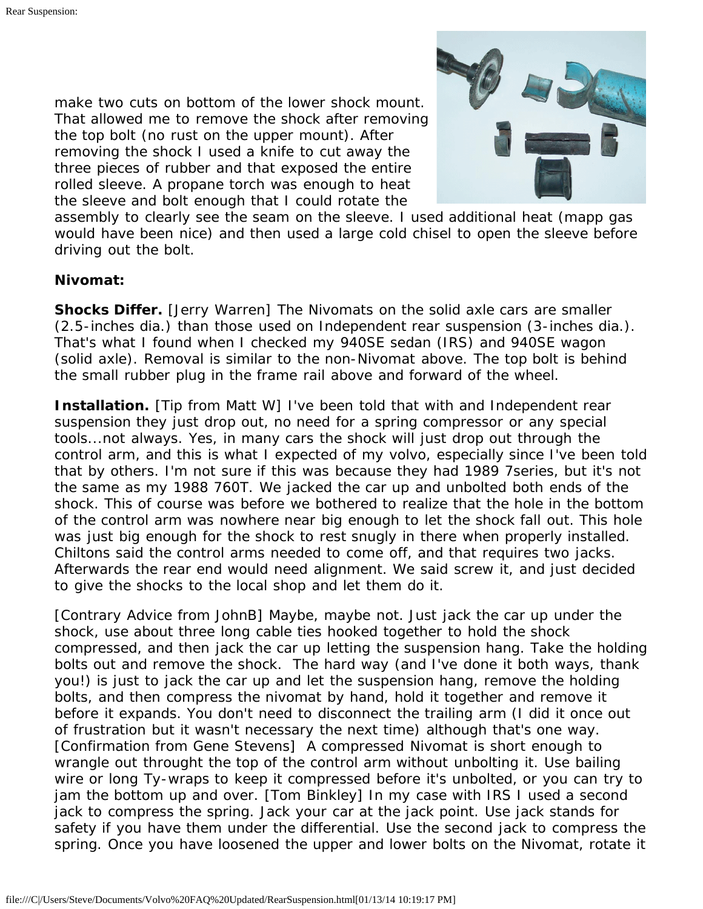make two cuts on bottom of the lower shock mount. That allowed me to remove the shock after removing the top bolt (no rust on the upper mount). After removing the shock I used a knife to cut away the three pieces of rubber and that exposed the entire rolled sleeve. A propane torch was enough to heat the sleeve and bolt enough that I could rotate the assembly to clearly see the seam on the sleeve. I used additional heat (mapp gas would have been nice) and then used a large cold chisel to open the sleeve before driving out the bolt.

**Nivomat:**

**Shocks Differ.** [Jerry Warren] The Nivomats on the solid axle cars are smaller (2.5-inches dia.) than those used on Independent rear suspension (3-inches dia.). That's what I found when I checked my 940SE sedan (IRS) and 940SE wagon (solid axle). Removal is similar to the non-Nivomat above. The top bolt is behind the small rubber plug in the frame rail above and forward of the wheel.

**Installation.** [Tip from Matt W] I've been told that with and Independent rear suspension they just drop out, no need for a spring compressor or any special tools...not always. Yes, in many cars the shock will just drop out through the control arm, and this is what I expected of my volvo, especially since I've been told that by others. I'm not sure if this was because they had 1989 7series, but it's not the same as my 1988 760T. We jacked the car up and unbolted both ends of the shock. This of course was before we bothered to realize that the hole in the bottom of the control arm was nowhere near big enough to let the shock fall out. This hole was just big enough for the shock to rest snugly in there when properly installed. Chiltons said the control arms needed to come off, and that requires two jacks. Afterwards the rear end would need alignment. We said screw it, and just decided to give the shocks to the local shop and let them do it.

[Contrary Advice from JohnB] Maybe, maybe not. Just jack the car up under the shock, use about three long cable ties hooked together to hold the shock compressed, and then jack the car up letting the suspension hang. Take the holding bolts out and remove the shock. The hard way (and I've done it both ways, thank you!) is just to jack the car up and let the suspension hang, remove the holding bolts, and then compress the nivomat by hand, hold it together and remove it before it expands. You don't need to disconnect the trailing arm (I did it once out of frustration but it wasn't necessary the next time) although that's one way. [Confirmation from Gene Stevens] A compressed Nivomat is short enough to wrangle out throught the top of the control arm without unbolting it. Use bailing wire or long Ty-wraps to keep it compressed before it's unbolted, or you can try to jam the bottom up and over. [Tom Binkley] In my case with IRS I used a second jack to compress the spring. Jack your car at the jack point. Use jack stands for safety if you have them under the differential. Use the second jack to compress the spring. Once you have loosened the upper and lower bolts on the Nivomat, rotate it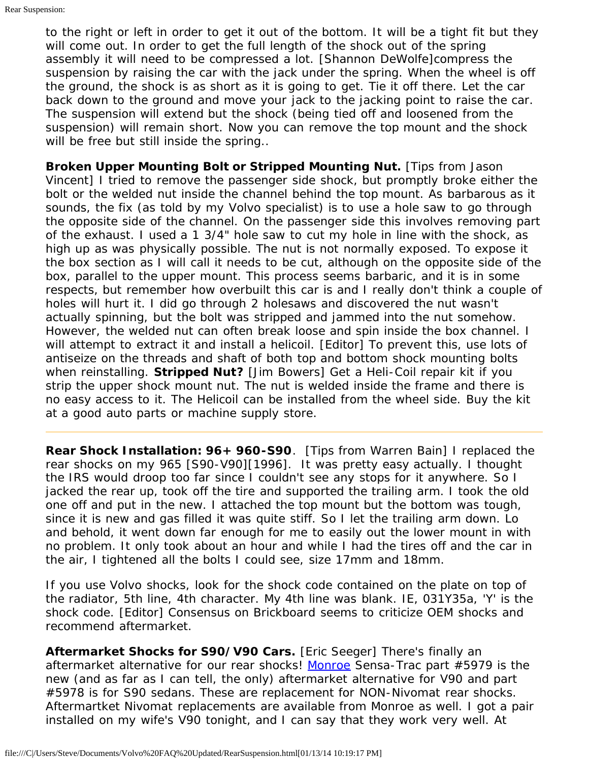to the right or left in order to get it out of the bottom. It will be a tight fit but they will come out. In order to get the full length of the shock out of the spring assembly it will need to be compressed a lot. [Shannon DeWolfe]compress the suspension by raising the car with the jack under the spring. When the wheel is off the ground, the shock is as short as it is going to get. Tie it off there. Let the car back down to the ground and move your jack to the jacking point to raise the car. The suspension will extend but the shock (being tied off and loosened from the suspension) will remain short. Now you can remove the top mount and the shock will be free but still inside the spring..

**Broken Upper Mounting Bolt or Stripped Mounting Nut.** [Tips from Jason Vincent] I tried to remove the passenger side shock, but promptly broke either the bolt or the welded nut inside the channel behind the top mount. As barbarous as it sounds, the fix (as told by my Volvo specialist) is to use a hole saw to go through the opposite side of the channel. On the passenger side this involves removing part of the exhaust. I used a 1 3/4" hole saw to cut my hole in line with the shock, as high up as was physically possible. The nut is not normally exposed. To expose it the box section as I will call it needs to be cut, although on the opposite side of the box, parallel to the upper mount. This process seems barbaric, and it is in some respects, but remember how overbuilt this car is and I really don't think a couple of holes will hurt it. I did go through 2 holesaws and discovered the nut wasn't actually spinning, but the bolt was stripped and jammed into the nut somehow. However, the welded nut can often break loose and spin inside the box channel. I will attempt to extract it and install a helicoil. [Editor] To prevent this, use lots of antiseize on the threads and shaft of both top and bottom shock mounting bolts when reinstalling. **Stripped Nut?** [Jim Bowers] Get a Heli-Coil repair kit if you strip the upper shock mount nut. The nut is welded inside the frame and there is no easy access to it. The Helicoil can be installed from the wheel side. Buy the kit at a good auto parts or machine supply store.

---

**Rear Shock Installation: 96+ 960-S90**. [Tips from Warren Bain] I replaced the rear shocks on my 965 [S90-V90][1996]. It was pretty easy actually. I thought the IRS would droop too far since I couldn't see any stops for it anywhere. So I jacked the rear up, took off the tire and supported the trailing arm. I took the old one off and put in the new. I attached the top mount but the bottom was tough, since it is new and gas filled it was quite stiff. So I let the trailing arm down. Lo and behold, it went down far enough for me to easily out the lower mount in with no problem. It only took about an hour and while I had the tires off and the car in the air, I tightened all the bolts I could see, size 17mm and 18mm.

If you use Volvo shocks, look for the shock code contained on the plate on top of the radiator, 5th line, 4th character. My 4th line was blank. IE, 031Y35a, 'Y' is the shock code. [Editor] Consensus on Brickboard seems to criticize OEM shocks and recommend aftermarket.

**Aftermarket Shocks for S90/V90 Cars.** [Eric Seeger] There's finally an aftermarket alternative for our rear shocks! Monroe Sensa-Trac part #5979 is the new (and as far as I can tell, the only) aftermarket alternative for V90 and part #5978 is for S90 sedans. These are replacement for NON-Nivomat rear shocks. Aftermartket Nivomat replacements are available from Monroe as well. I got a pair installed on my wife's V90 tonight, and I can say that they work very well. At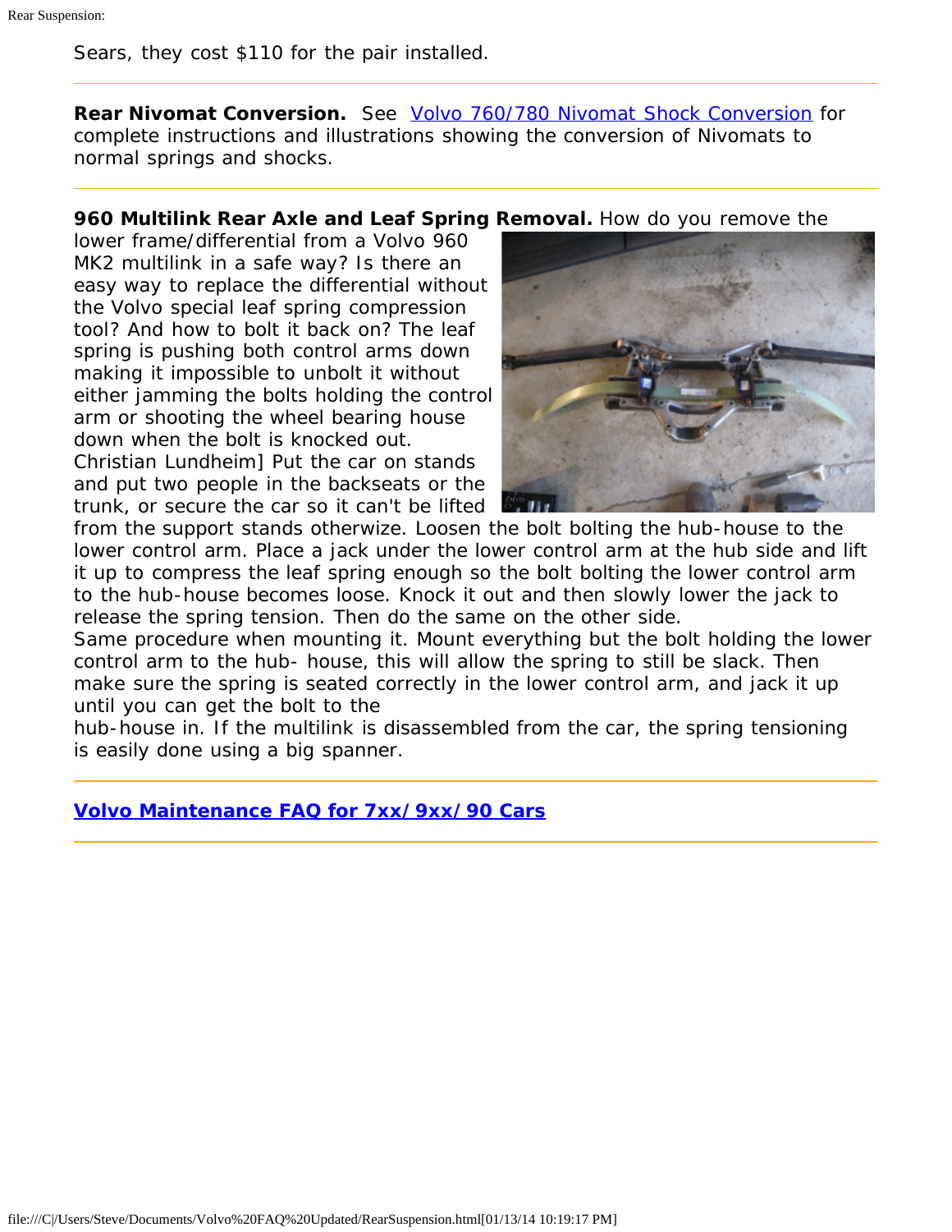Sears, they cost $110 for the pair installed.

---

**Rear Nivomat Conversion.** See [Volvo 760/780 Nivomat Shock Conversion]() for complete instructions and illustrations showing the conversion of Nivomats to normal springs and shocks.

---

**960 Multilink Rear Axle and Leaf Spring Removal.** How do you remove the lower frame/differential from a Volvo 960 MK2 multilink in a safe way? Is there an easy way to replace the differential without the Volvo special leaf spring compression tool? And how to bolt it back on? The leaf spring is pushing both control arms down making it impossible to unbolt it without either jamming the bolts holding the control arm or shooting the wheel bearing house down when the bolt is knocked out. Christian Lundheim] Put the car on stands and put two people in the backseats or the trunk, or secure the car so it can't be lifted from the support stands otherwize. Loosen the bolt bolting the hub-house to the lower control arm. Place a jack under the lower control arm at the hub side and lift it up to compress the leaf spring enough so the bolt bolting the lower control arm to the hub-house becomes loose. Knock it out and then slowly lower the jack to release the spring tension. Then do the same on the other side.
Same procedure when mounting it. Mount everything but the bolt holding the lower control arm to the hub- house, this will allow the spring to still be slack. Then make sure the spring is seated correctly in the lower control arm, and jack it up until you can get the bolt to the
hub-house in. If the multilink is disassembled from the car, the spring tensioning is easily done using a big spanner.

---

**[Volvo Maintenance FAQ for 7xx/9xx/90 Cars]()**

---